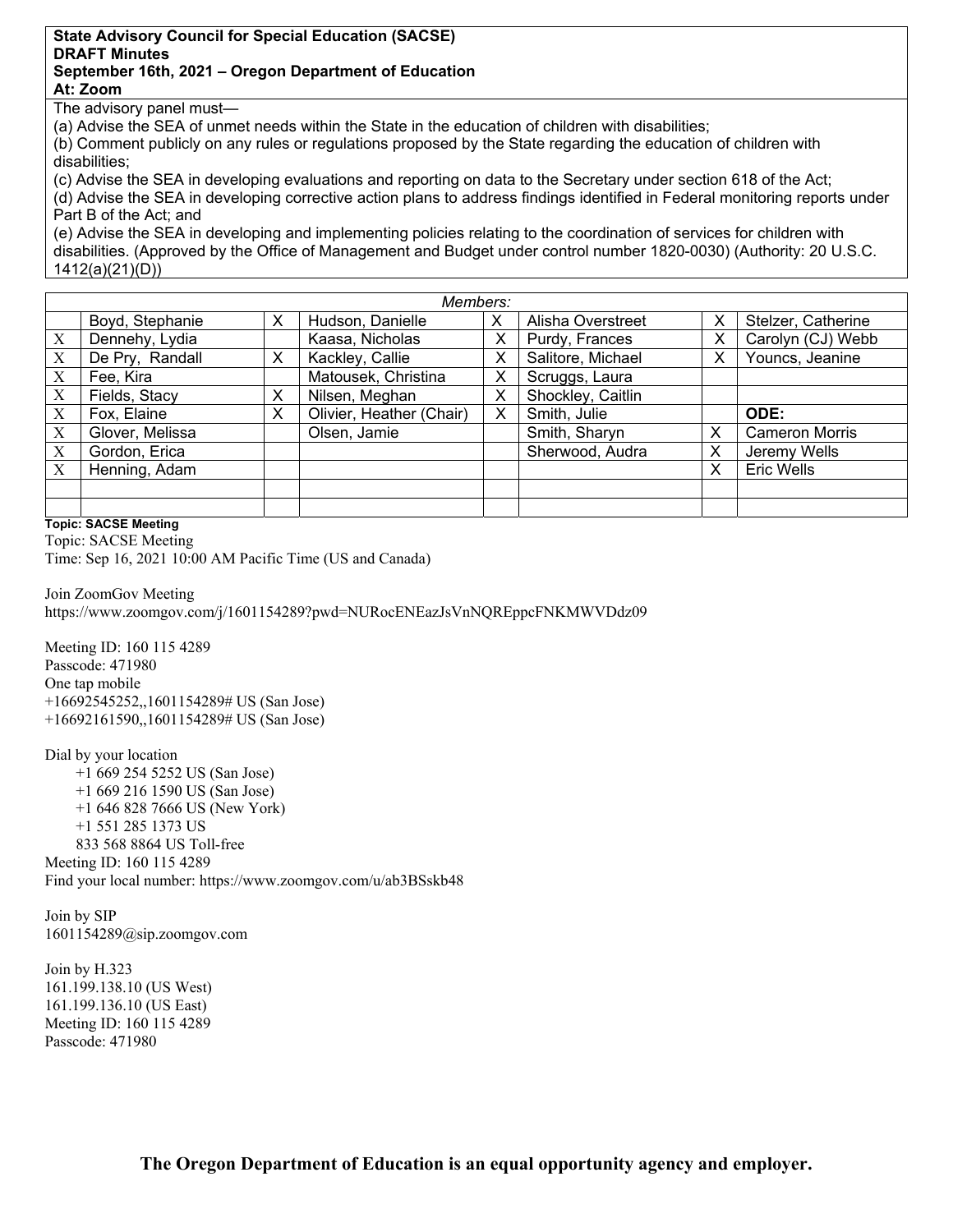**State Advisory Council for Special Education (SACSE)**
**DRAFT Minutes**
**September 16th, 2021 – Oregon Department of Education**
**At: Zoom**

The advisory panel must—

(a) Advise the SEA of unmet needs within the State in the education of children with disabilities;
(b) Comment publicly on any rules or regulations proposed by the State regarding the education of children with disabilities;
(c) Advise the SEA in developing evaluations and reporting on data to the Secretary under section 618 of the Act;
(d) Advise the SEA in developing corrective action plans to address findings identified in Federal monitoring reports under Part B of the Act; and
(e) Advise the SEA in developing and implementing policies relating to the coordination of services for children with disabilities. (Approved by the Office of Management and Budget under control number 1820-0030) (Authority: 20 U.S.C. 1412(a)(21)(D))

| *Members:* | | | | | | | |
|---|---|---|---|---|---|---|---|
| | Boyd, Stephanie | X | Hudson, Danielle | X | Alisha Overstreet | X | Stelzer, Catherine |
| X | Dennehy, Lydia | | Kaasa, Nicholas | X | Purdy, Frances | X | Carolyn (CJ) Webb |
| X | De Pry, Randall | X | Kackley, Callie | X | Salitore, Michael | X | Youncs, Jeanine |
| X | Fee, Kira | | Matousek, Christina | X | Scruggs, Laura | | |
| X | Fields, Stacy | X | Nilsen, Meghan | X | Shockley, Caitlin | | |
| X | Fox, Elaine | X | Olivier, Heather (Chair) | X | Smith, Julie | | **ODE:** |
| X | Glover, Melissa | | Olsen, Jamie | | Smith, Sharyn | X | Cameron Morris |
| X | Gordon, Erica | | | | Sherwood, Audra | X | Jeremy Wells |
| X | Henning, Adam | | | | | X | Eric Wells |
| | | | | | | | |
| | | | | | | | |

**Topic: SACSE Meeting**

Topic: SACSE Meeting
Time: Sep 16, 2021 10:00 AM Pacific Time (US and Canada)

Join ZoomGov Meeting
https://www.zoomgov.com/j/1601154289?pwd=NURocENEazJsVnNQREppcFNKMWVDdz09

Meeting ID: 160 115 4289
Passcode: 471980
One tap mobile
+16692545252,,1601154289# US (San Jose)
+16692161590,,1601154289# US (San Jose)

Dial by your location
+1 669 254 5252 US (San Jose)
+1 669 216 1590 US (San Jose)
+1 646 828 7666 US (New York)
+1 551 285 1373 US
833 568 8864 US Toll-free
Meeting ID: 160 115 4289
Find your local number: https://www.zoomgov.com/u/ab3BSskb48

Join by SIP
1601154289@sip.zoomgov.com

Join by H.323
161.199.138.10 (US West)
161.199.136.10 (US East)
Meeting ID: 160 115 4289
Passcode: 471980

**The Oregon Department of Education is an equal opportunity agency and employer.**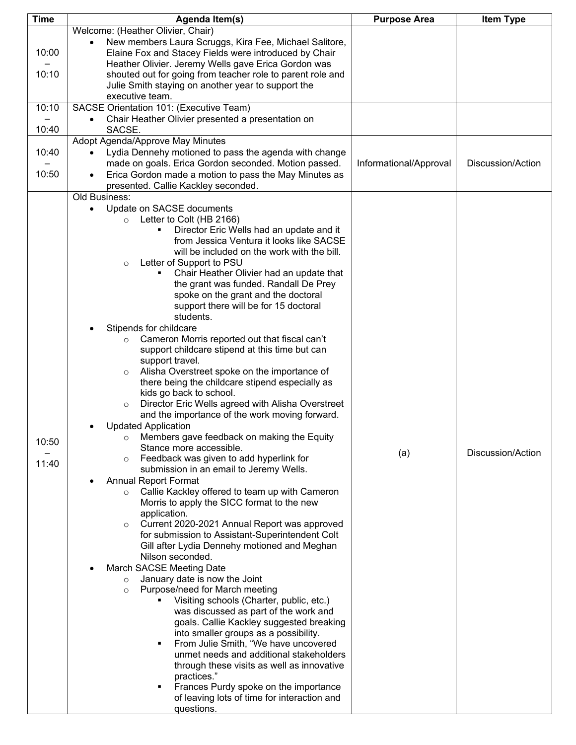| Time | Agenda Item(s) | Purpose Area | Item Type |
|---|---|---|---|
| 10:00 – 10:10 | Welcome: (Heather Olivier, Chair)<br>• New members Laura Scruggs, Kira Fee, Michael Salitore, Elaine Fox and Stacey Fields were introduced by Chair Heather Olivier. Jeremy Wells gave Erica Gordon was shouted out for going from teacher role to parent role and Julie Smith staying on another year to support the executive team. | | |
| 10:10 – 10:40 | SACSE Orientation 101: (Executive Team)<br>• Chair Heather Olivier presented a presentation on SACSE. | | |
| 10:40 – 10:50 | Adopt Agenda/Approve May Minutes<br>• Lydia Dennehy motioned to pass the agenda with change made on goals. Erica Gordon seconded. Motion passed.<br>• Erica Gordon made a motion to pass the May Minutes as presented. Callie Kackley seconded. | Informational/Approval | Discussion/Action |
| 10:50 – 11:40 | Old Business:<br>• Update on SACSE documents<br>  ○ Letter to Colt (HB 2166)<br>    ▪ Director Eric Wells had an update and it from Jessica Ventura it looks like SACSE will be included on the work with the bill.<br>  ○ Letter of Support to PSU<br>    ▪ Chair Heather Olivier had an update that the grant was funded. Randall De Prey spoke on the grant and the doctoral support there will be for 15 doctoral students.<br>• Stipends for childcare<br>  ○ Cameron Morris reported out that fiscal can't support childcare stipend at this time but can support travel.<br>  ○ Alisha Overstreet spoke on the importance of there being the childcare stipend especially as kids go back to school.<br>  ○ Director Eric Wells agreed with Alisha Overstreet and the importance of the work moving forward.<br>• Updated Application<br>  ○ Members gave feedback on making the Equity Stance more accessible.<br>  ○ Feedback was given to add hyperlink for submission in an email to Jeremy Wells.<br>• Annual Report Format<br>  ○ Callie Kackley offered to team up with Cameron Morris to apply the SICC format to the new application.<br>  ○ Current 2020-2021 Annual Report was approved for submission to Assistant-Superintendent Colt Gill after Lydia Dennehy motioned and Meghan Nilson seconded.<br>• March SACSE Meeting Date<br>  ○ January date is now the Joint<br>  ○ Purpose/need for March meeting<br>    ▪ Visiting schools (Charter, public, etc.) was discussed as part of the work and goals. Callie Kackley suggested breaking into smaller groups as a possibility.<br>    ▪ From Julie Smith, "We have uncovered unmet needs and additional stakeholders through these visits as well as innovative practices."<br>    ▪ Frances Purdy spoke on the importance of leaving lots of time for interaction and questions. | (a) | Discussion/Action |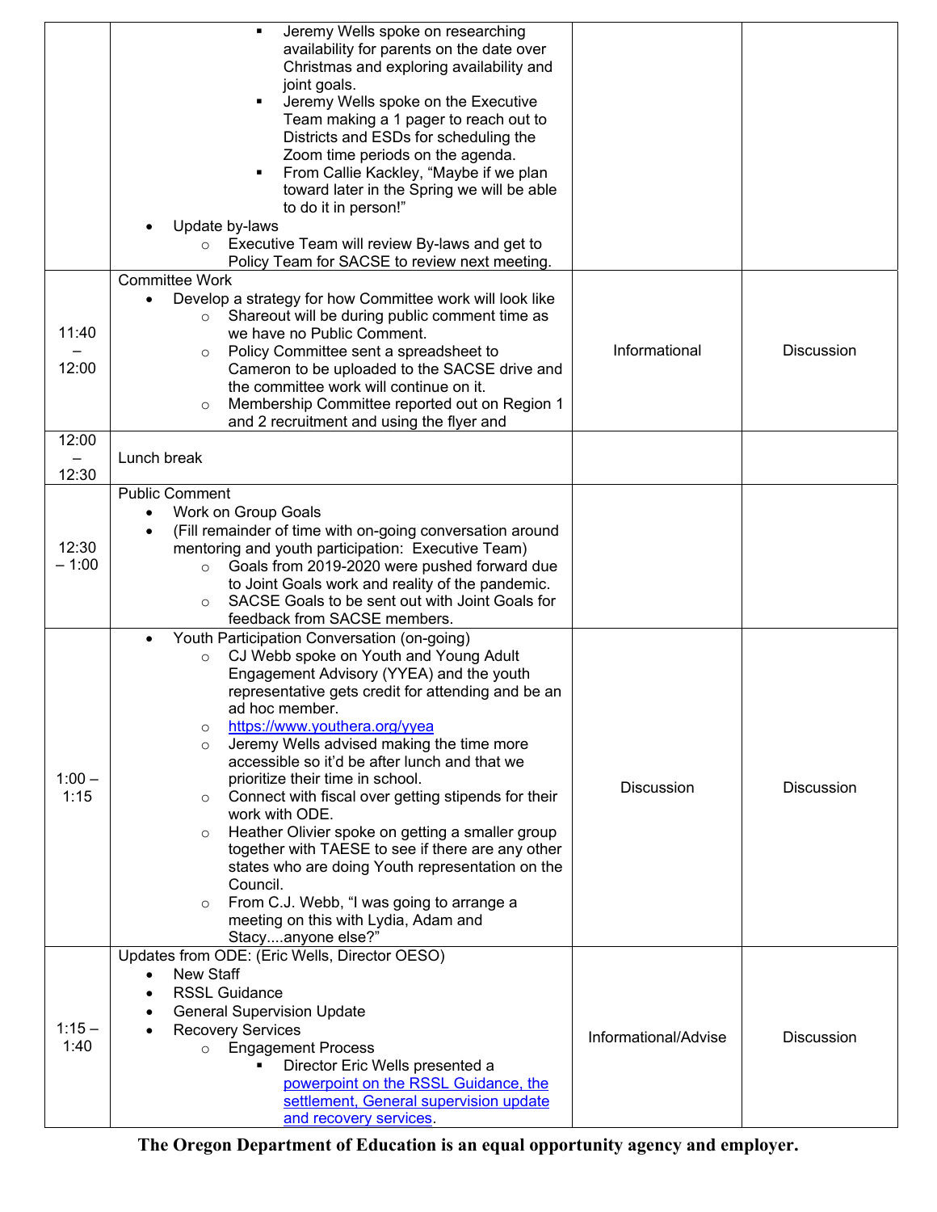| | | | |
|---|---|---|---|
| | ▪ Jeremy Wells spoke on researching availability for parents on the date over Christmas and exploring availability and joint goals.<br>▪ Jeremy Wells spoke on the Executive Team making a 1 pager to reach out to Districts and ESDs for scheduling the Zoom time periods on the agenda.<br>▪ From Callie Kackley, "Maybe if we plan toward later in the Spring we will be able to do it in person!"<br>• Update by-laws<br>○ Executive Team will review By-laws and get to Policy Team for SACSE to review next meeting. | | |
| 11:40 – 12:00 | Committee Work<br>• Develop a strategy for how Committee work will look like<br>○ Shareout will be during public comment time as we have no Public Comment.<br>○ Policy Committee sent a spreadsheet to Cameron to be uploaded to the SACSE drive and the committee work will continue on it.<br>○ Membership Committee reported out on Region 1 and 2 recruitment and using the flyer and | Informational | Discussion |
| 12:00 – 12:30 | Lunch break | | |
| 12:30 – 1:00 | Public Comment<br>• Work on Group Goals<br>• (Fill remainder of time with on-going conversation around mentoring and youth participation: Executive Team)<br>○ Goals from 2019-2020 were pushed forward due to Joint Goals work and reality of the pandemic.<br>○ SACSE Goals to be sent out with Joint Goals for feedback from SACSE members. | | |
| 1:00 – 1:15 | • Youth Participation Conversation (on-going)<br>○ CJ Webb spoke on Youth and Young Adult Engagement Advisory (YYEA) and the youth representative gets credit for attending and be an ad hoc member.<br>○ [https://www.youthera.org/yyea](https://www.youthera.org/yyea)<br>○ Jeremy Wells advised making the time more accessible so it'd be after lunch and that we prioritize their time in school.<br>○ Connect with fiscal over getting stipends for their work with ODE.<br>○ Heather Olivier spoke on getting a smaller group together with TAESE to see if there are any other states who are doing Youth representation on the Council.<br>○ From C.J. Webb, "I was going to arrange a meeting on this with Lydia, Adam and Stacy....anyone else?" | Discussion | Discussion |
| 1:15 – 1:40 | Updates from ODE: (Eric Wells, Director OESO)<br>• New Staff<br>• RSSL Guidance<br>• General Supervision Update<br>• Recovery Services<br>○ Engagement Process<br>▪ Director Eric Wells presented a powerpoint on the RSSL Guidance, the settlement, General supervision update and recovery services. | Informational/Advise | Discussion |

**The Oregon Department of Education is an equal opportunity agency and employer.**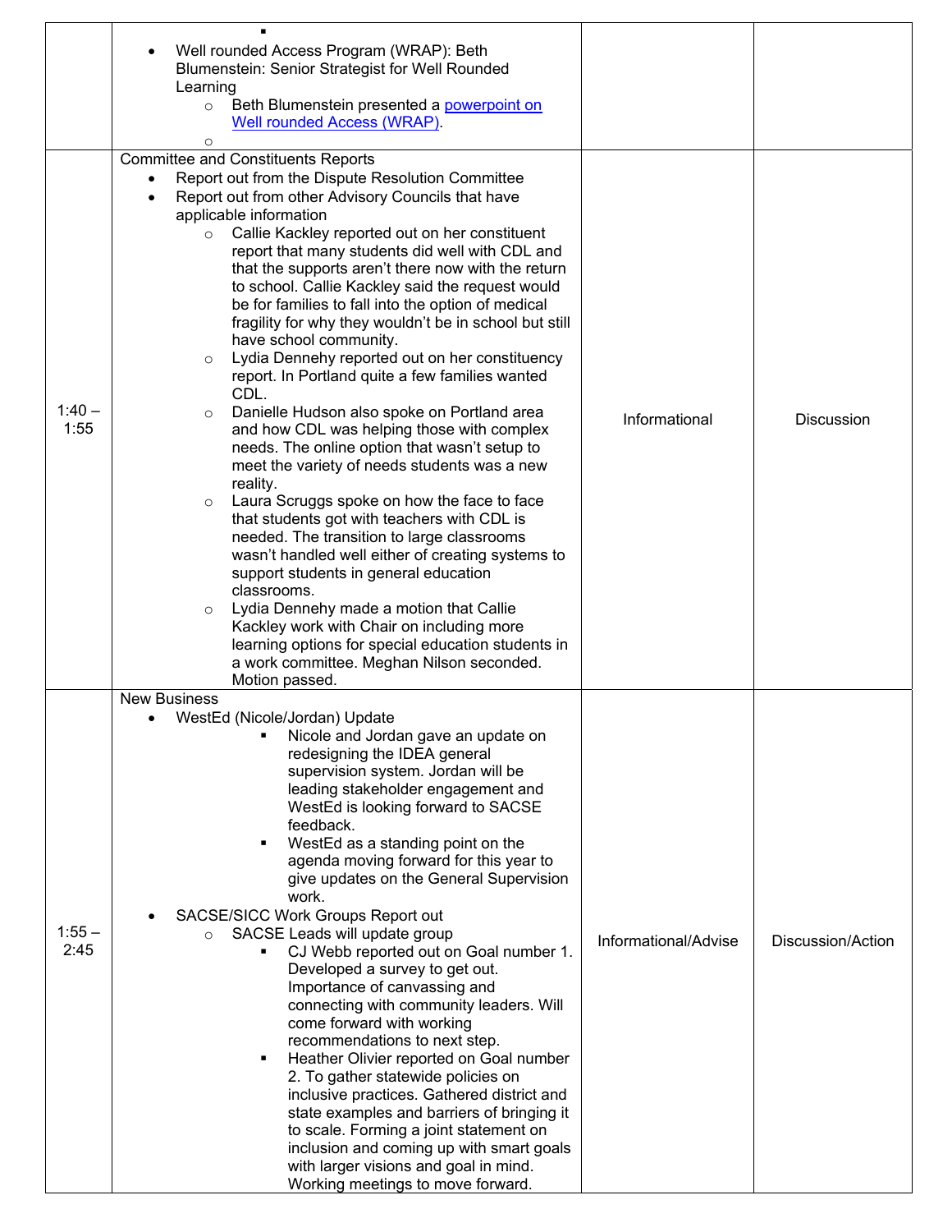| | | | |
|---|---|---|---|
| | ▪<br>• Well rounded Access Program (WRAP): Beth Blumenstein: Senior Strategist for Well Rounded Learning<br>  ○ Beth Blumenstein presented a [powerpoint on Well rounded Access (WRAP)](#).<br>  ○ | | |
| 1:40 – 1:55 | Committee and Constituents Reports<br>• Report out from the Dispute Resolution Committee<br>• Report out from other Advisory Councils that have applicable information<br>  ○ Callie Kackley reported out on her constituent report that many students did well with CDL and that the supports aren't there now with the return to school. Callie Kackley said the request would be for families to fall into the option of medical fragility for why they wouldn't be in school but still have school community.<br>  ○ Lydia Dennehy reported out on her constituency report. In Portland quite a few families wanted CDL.<br>  ○ Danielle Hudson also spoke on Portland area and how CDL was helping those with complex needs. The online option that wasn't setup to meet the variety of needs students was a new reality.<br>  ○ Laura Scruggs spoke on how the face to face that students got with teachers with CDL is needed. The transition to large classrooms wasn't handled well either of creating systems to support students in general education classrooms.<br>  ○ Lydia Dennehy made a motion that Callie Kackley work with Chair on including more learning options for special education students in a work committee. Meghan Nilson seconded. Motion passed. | Informational | Discussion |
| 1:55 – 2:45 | New Business<br>• WestEd (Nicole/Jordan) Update<br>  ▪ Nicole and Jordan gave an update on redesigning the IDEA general supervision system. Jordan will be leading stakeholder engagement and WestEd is looking forward to SACSE feedback.<br>  ▪ WestEd as a standing point on the agenda moving forward for this year to give updates on the General Supervision work.<br>• SACSE/SICC Work Groups Report out<br>  ○ SACSE Leads will update group<br>    ▪ CJ Webb reported out on Goal number 1. Developed a survey to get out. Importance of canvassing and connecting with community leaders. Will come forward with working recommendations to next step.<br>    ▪ Heather Olivier reported on Goal number 2. To gather statewide policies on inclusive practices. Gathered district and state examples and barriers of bringing it to scale. Forming a joint statement on inclusion and coming up with smart goals with larger visions and goal in mind. Working meetings to move forward. | Informational/Advise | Discussion/Action |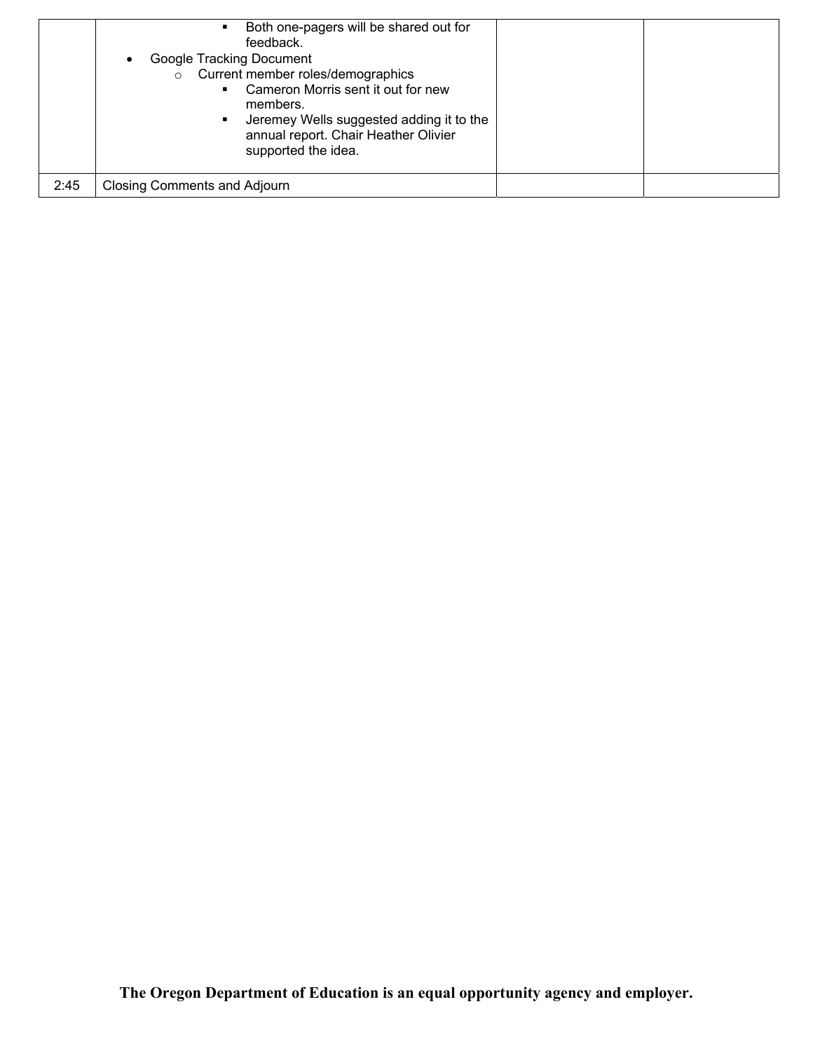| | | | |
|---|---|---|---|
| | ▪ Both one-pagers will be shared out for feedback.<br>• Google Tracking Document<br>○ Current member roles/demographics<br>▪ Cameron Morris sent it out for new members.<br>▪ Jeremey Wells suggested adding it to the annual report. Chair Heather Olivier supported the idea. | | |
| 2:45 | Closing Comments and Adjourn | | |

**The Oregon Department of Education is an equal opportunity agency and employer.**